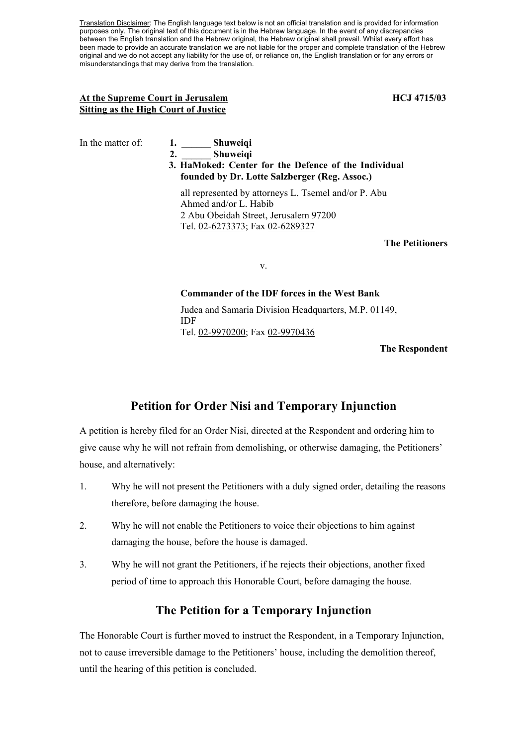Translation Disclaimer: The English language text below is not an official translation and is provided for information purposes only. The original text of this document is in the Hebrew language. In the event of any discrepancies between the English translation and the Hebrew original, the Hebrew original shall prevail. Whilst every effort has been made to provide an accurate translation we are not liable for the proper and complete translation of the Hebrew original and we do not accept any liability for the use of, or reliance on, the English translation or for any errors or misunderstandings that may derive from the translation.

**At the Supreme Court in Jerusalem**
**Sitting as the High Court of Justice**

**HCJ 4715/03**

In the matter of:

1. **______ Shuweiqi**
2. **______ Shuweiqi**
3. **HaMoked: Center for the Defence of the Individual founded by Dr. Lotte Salzberger (Reg. Assoc.)**

all represented by attorneys L. Tsemel and/or P. Abu Ahmed and/or L. Habib
2 Abu Obeidah Street, Jerusalem 97200
Tel. 02-6273373; Fax 02-6289327

**The Petitioners**

v.

**Commander of the IDF forces in the West Bank**

Judea and Samaria Division Headquarters, M.P. 01149, IDF
Tel. 02-9970200; Fax 02-9970436

**The Respondent**

## Petition for Order Nisi and Temporary Injunction

A petition is hereby filed for an Order Nisi, directed at the Respondent and ordering him to give cause why he will not refrain from demolishing, or otherwise damaging, the Petitioners' house, and alternatively:

1. Why he will not present the Petitioners with a duly signed order, detailing the reasons therefore, before damaging the house.
2. Why he will not enable the Petitioners to voice their objections to him against damaging the house, before the house is damaged.
3. Why he will not grant the Petitioners, if he rejects their objections, another fixed period of time to approach this Honorable Court, before damaging the house.

## The Petition for a Temporary Injunction

The Honorable Court is further moved to instruct the Respondent, in a Temporary Injunction, not to cause irreversible damage to the Petitioners' house, including the demolition thereof, until the hearing of this petition is concluded.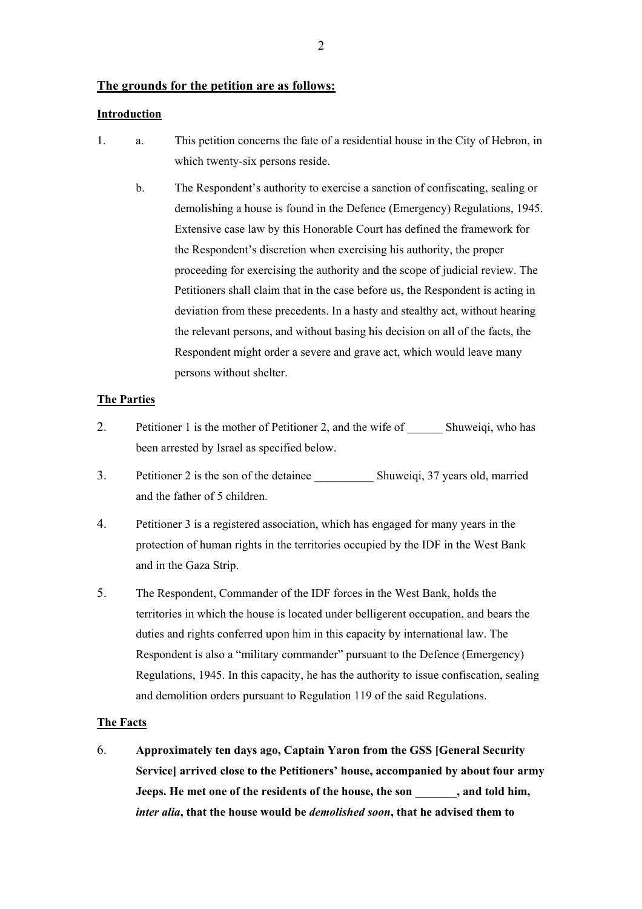**The grounds for the petition are as follows:**

**Introduction**

1. a. This petition concerns the fate of a residential house in the City of Hebron, in which twenty-six persons reside.

   b. The Respondent's authority to exercise a sanction of confiscating, sealing or demolishing a house is found in the Defence (Emergency) Regulations, 1945. Extensive case law by this Honorable Court has defined the framework for the Respondent's discretion when exercising his authority, the proper proceeding for exercising the authority and the scope of judicial review. The Petitioners shall claim that in the case before us, the Respondent is acting in deviation from these precedents. In a hasty and stealthy act, without hearing the relevant persons, and without basing his decision on all of the facts, the Respondent might order a severe and grave act, which would leave many persons without shelter.

**The Parties**

2. Petitioner 1 is the mother of Petitioner 2, and the wife of ______ Shuweiqi, who has been arrested by Israel as specified below.

3. Petitioner 2 is the son of the detainee __________ Shuweiqi, 37 years old, married and the father of 5 children.

4. Petitioner 3 is a registered association, which has engaged for many years in the protection of human rights in the territories occupied by the IDF in the West Bank and in the Gaza Strip.

5. The Respondent, Commander of the IDF forces in the West Bank, holds the territories in which the house is located under belligerent occupation, and bears the duties and rights conferred upon him in this capacity by international law. The Respondent is also a "military commander" pursuant to the Defence (Emergency) Regulations, 1945. In this capacity, he has the authority to issue confiscation, sealing and demolition orders pursuant to Regulation 119 of the said Regulations.

**The Facts**

6. **Approximately ten days ago, Captain Yaron from the GSS [General Security Service] arrived close to the Petitioners' house, accompanied by about four army Jeeps. He met one of the residents of the house, the son _______, and told him, *inter alia*, that the house would be *demolished soon*, that he advised them to**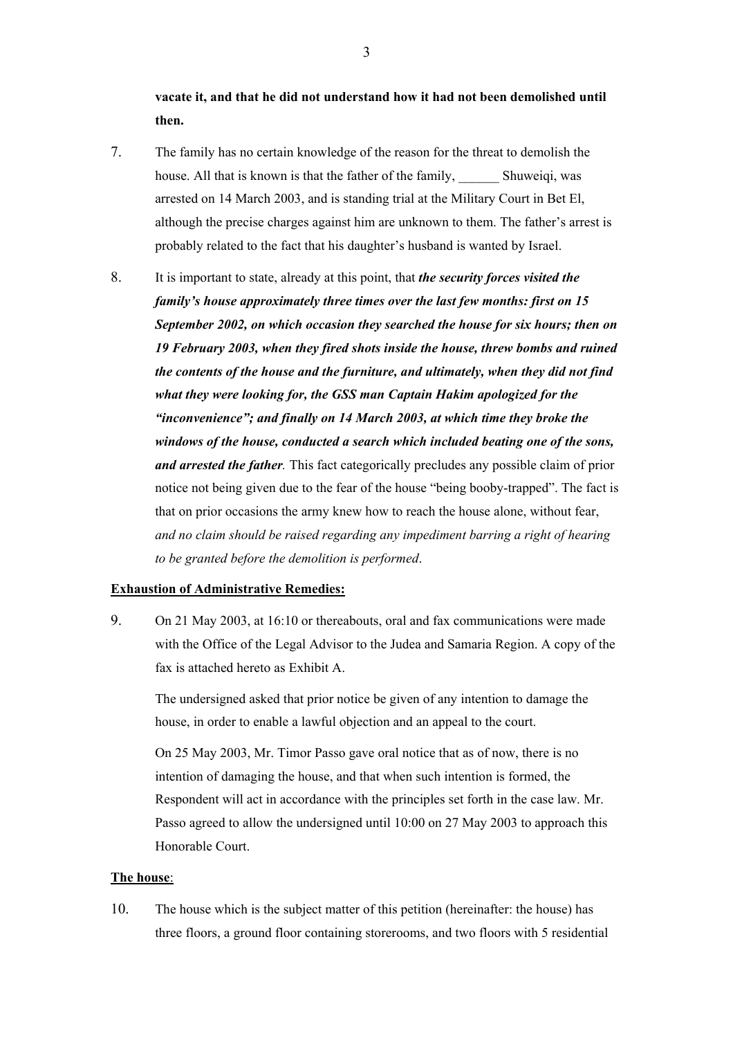**vacate it, and that he did not understand how it had not been demolished until then.**

7. The family has no certain knowledge of the reason for the threat to demolish the house. All that is known is that the father of the family, ______ Shuweiqi, was arrested on 14 March 2003, and is standing trial at the Military Court in Bet El, although the precise charges against him are unknown to them. The father's arrest is probably related to the fact that his daughter's husband is wanted by Israel.

8. It is important to state, already at this point, that ***the security forces visited the family's house approximately three times over the last few months: first on 15 September 2002, on which occasion they searched the house for six hours; then on 19 February 2003, when they fired shots inside the house, threw bombs and ruined the contents of the house and the furniture, and ultimately, when they did not find what they were looking for, the GSS man Captain Hakim apologized for the "inconvenience"; and finally on 14 March 2003, at which time they broke the windows of the house, conducted a search which included beating one of the sons, and arrested the father.*** This fact categorically precludes any possible claim of prior notice not being given due to the fear of the house "being booby-trapped". The fact is that on prior occasions the army knew how to reach the house alone, without fear, *and no claim should be raised regarding any impediment barring a right of hearing to be granted before the demolition is performed*.

**<u>Exhaustion of Administrative Remedies:</u>**

9. On 21 May 2003, at 16:10 or thereabouts, oral and fax communications were made with the Office of the Legal Advisor to the Judea and Samaria Region. A copy of the fax is attached hereto as Exhibit A.

   The undersigned asked that prior notice be given of any intention to damage the house, in order to enable a lawful objection and an appeal to the court.

   On 25 May 2003, Mr. Timor Passo gave oral notice that as of now, there is no intention of damaging the house, and that when such intention is formed, the Respondent will act in accordance with the principles set forth in the case law. Mr. Passo agreed to allow the undersigned until 10:00 on 27 May 2003 to approach this Honorable Court.

**<u>The house</u>**:

10. The house which is the subject matter of this petition (hereinafter: the house) has three floors, a ground floor containing storerooms, and two floors with 5 residential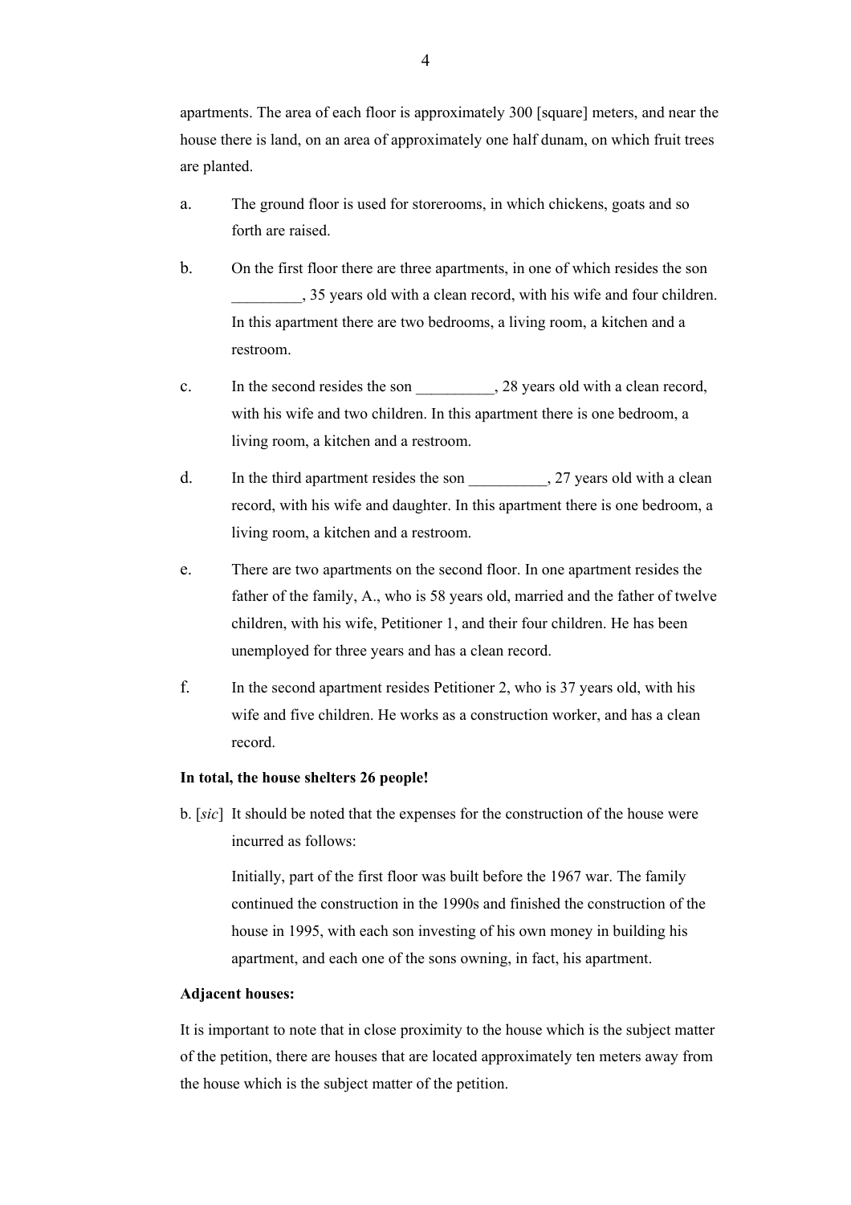apartments. The area of each floor is approximately 300 [square] meters, and near the house there is land, on an area of approximately one half dunam, on which fruit trees are planted.

a. The ground floor is used for storerooms, in which chickens, goats and so forth are raised.

b. On the first floor there are three apartments, in one of which resides the son _________, 35 years old with a clean record, with his wife and four children. In this apartment there are two bedrooms, a living room, a kitchen and a restroom.

c. In the second resides the son __________, 28 years old with a clean record, with his wife and two children. In this apartment there is one bedroom, a living room, a kitchen and a restroom.

d. In the third apartment resides the son __________, 27 years old with a clean record, with his wife and daughter. In this apartment there is one bedroom, a living room, a kitchen and a restroom.

e. There are two apartments on the second floor. In one apartment resides the father of the family, A., who is 58 years old, married and the father of twelve children, with his wife, Petitioner 1, and their four children. He has been unemployed for three years and has a clean record.

f. In the second apartment resides Petitioner 2, who is 37 years old, with his wife and five children. He works as a construction worker, and has a clean record.

**In total, the house shelters 26 people!**

b. [*sic*] It should be noted that the expenses for the construction of the house were incurred as follows:

Initially, part of the first floor was built before the 1967 war. The family continued the construction in the 1990s and finished the construction of the house in 1995, with each son investing of his own money in building his apartment, and each one of the sons owning, in fact, his apartment.

**Adjacent houses:**

It is important to note that in close proximity to the house which is the subject matter of the petition, there are houses that are located approximately ten meters away from the house which is the subject matter of the petition.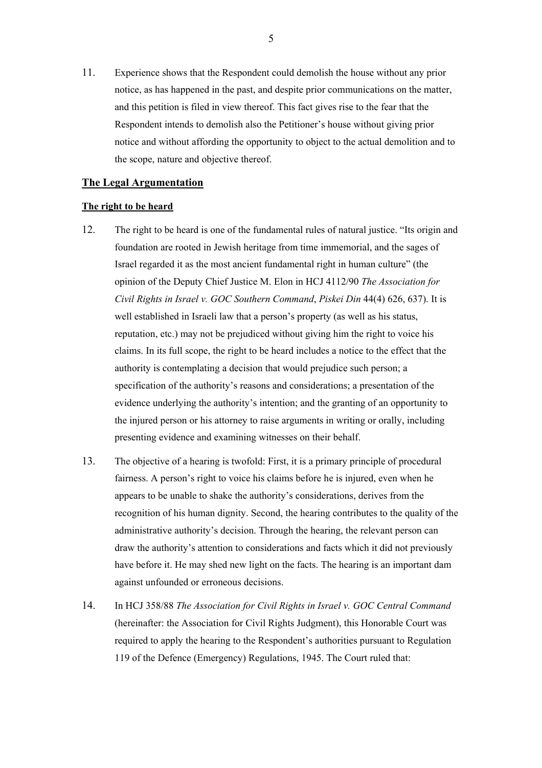11. Experience shows that the Respondent could demolish the house without any prior notice, as has happened in the past, and despite prior communications on the matter, and this petition is filed in view thereof. This fact gives rise to the fear that the Respondent intends to demolish also the Petitioner's house without giving prior notice and without affording the opportunity to object to the actual demolition and to the scope, nature and objective thereof.

## **<u>The Legal Argumentation</u>**

### **<u>The right to be heard</u>**

12. The right to be heard is one of the fundamental rules of natural justice. "Its origin and foundation are rooted in Jewish heritage from time immemorial, and the sages of Israel regarded it as the most ancient fundamental right in human culture" (the opinion of the Deputy Chief Justice M. Elon in HCJ 4112/90 *The Association for Civil Rights in Israel v. GOC Southern Command*, *Piskei Din* 44(4) 626, 637). It is well established in Israeli law that a person's property (as well as his status, reputation, etc.) may not be prejudiced without giving him the right to voice his claims. In its full scope, the right to be heard includes a notice to the effect that the authority is contemplating a decision that would prejudice such person; a specification of the authority's reasons and considerations; a presentation of the evidence underlying the authority's intention; and the granting of an opportunity to the injured person or his attorney to raise arguments in writing or orally, including presenting evidence and examining witnesses on their behalf.

13. The objective of a hearing is twofold: First, it is a primary principle of procedural fairness. A person's right to voice his claims before he is injured, even when he appears to be unable to shake the authority's considerations, derives from the recognition of his human dignity. Second, the hearing contributes to the quality of the administrative authority's decision. Through the hearing, the relevant person can draw the authority's attention to considerations and facts which it did not previously have before it. He may shed new light on the facts. The hearing is an important dam against unfounded or erroneous decisions.

14. In HCJ 358/88 *The Association for Civil Rights in Israel v. GOC Central Command* (hereinafter: the Association for Civil Rights Judgment), this Honorable Court was required to apply the hearing to the Respondent's authorities pursuant to Regulation 119 of the Defence (Emergency) Regulations, 1945. The Court ruled that: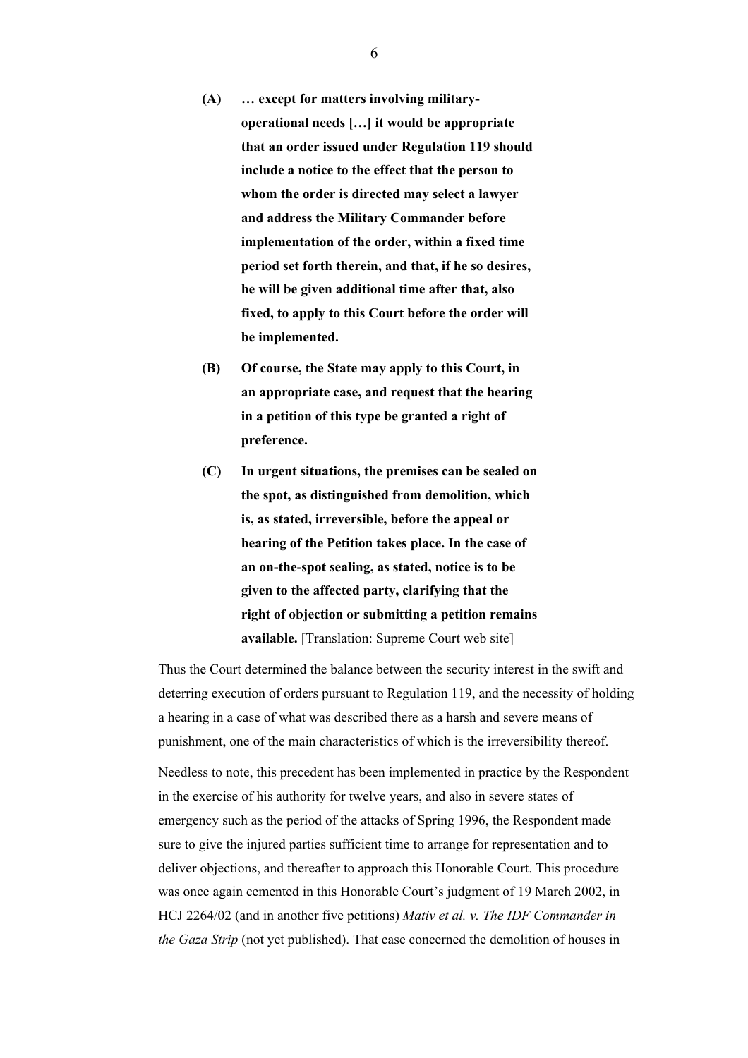**(A) … except for matters involving military-operational needs […] it would be appropriate that an order issued under Regulation 119 should include a notice to the effect that the person to whom the order is directed may select a lawyer and address the Military Commander before implementation of the order, within a fixed time period set forth therein, and that, if he so desires, he will be given additional time after that, also fixed, to apply to this Court before the order will be implemented.**

**(B) Of course, the State may apply to this Court, in an appropriate case, and request that the hearing in a petition of this type be granted a right of preference.**

**(C) In urgent situations, the premises can be sealed on the spot, as distinguished from demolition, which is, as stated, irreversible, before the appeal or hearing of the Petition takes place. In the case of an on-the-spot sealing, as stated, notice is to be given to the affected party, clarifying that the right of objection or submitting a petition remains available.** [Translation: Supreme Court web site]

Thus the Court determined the balance between the security interest in the swift and deterring execution of orders pursuant to Regulation 119, and the necessity of holding a hearing in a case of what was described there as a harsh and severe means of punishment, one of the main characteristics of which is the irreversibility thereof.

Needless to note, this precedent has been implemented in practice by the Respondent in the exercise of his authority for twelve years, and also in severe states of emergency such as the period of the attacks of Spring 1996, the Respondent made sure to give the injured parties sufficient time to arrange for representation and to deliver objections, and thereafter to approach this Honorable Court. This procedure was once again cemented in this Honorable Court's judgment of 19 March 2002, in HCJ 2264/02 (and in another five petitions) *Mativ et al. v. The IDF Commander in the Gaza Strip* (not yet published). That case concerned the demolition of houses in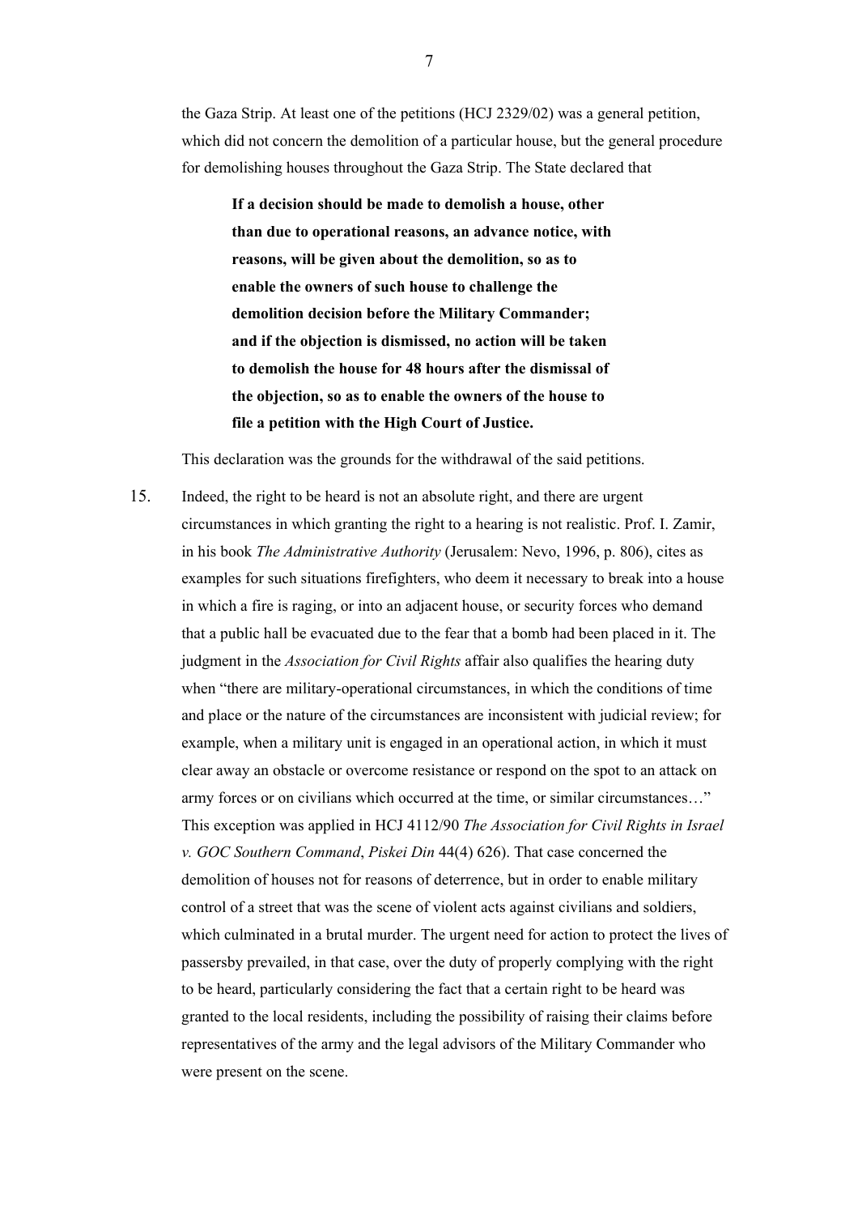the Gaza Strip. At least one of the petitions (HCJ 2329/02) was a general petition, which did not concern the demolition of a particular house, but the general procedure for demolishing houses throughout the Gaza Strip. The State declared that

> **If a decision should be made to demolish a house, other than due to operational reasons, an advance notice, with reasons, will be given about the demolition, so as to enable the owners of such house to challenge the demolition decision before the Military Commander; and if the objection is dismissed, no action will be taken to demolish the house for 48 hours after the dismissal of the objection, so as to enable the owners of the house to file a petition with the High Court of Justice.**

This declaration was the grounds for the withdrawal of the said petitions.

15. Indeed, the right to be heard is not an absolute right, and there are urgent circumstances in which granting the right to a hearing is not realistic. Prof. I. Zamir, in his book *The Administrative Authority* (Jerusalem: Nevo, 1996, p. 806), cites as examples for such situations firefighters, who deem it necessary to break into a house in which a fire is raging, or into an adjacent house, or security forces who demand that a public hall be evacuated due to the fear that a bomb had been placed in it. The judgment in the *Association for Civil Rights* affair also qualifies the hearing duty when "there are military-operational circumstances, in which the conditions of time and place or the nature of the circumstances are inconsistent with judicial review; for example, when a military unit is engaged in an operational action, in which it must clear away an obstacle or overcome resistance or respond on the spot to an attack on army forces or on civilians which occurred at the time, or similar circumstances…" This exception was applied in HCJ 4112/90 *The Association for Civil Rights in Israel v. GOC Southern Command*, *Piskei Din* 44(4) 626). That case concerned the demolition of houses not for reasons of deterrence, but in order to enable military control of a street that was the scene of violent acts against civilians and soldiers, which culminated in a brutal murder. The urgent need for action to protect the lives of passersby prevailed, in that case, over the duty of properly complying with the right to be heard, particularly considering the fact that a certain right to be heard was granted to the local residents, including the possibility of raising their claims before representatives of the army and the legal advisors of the Military Commander who were present on the scene.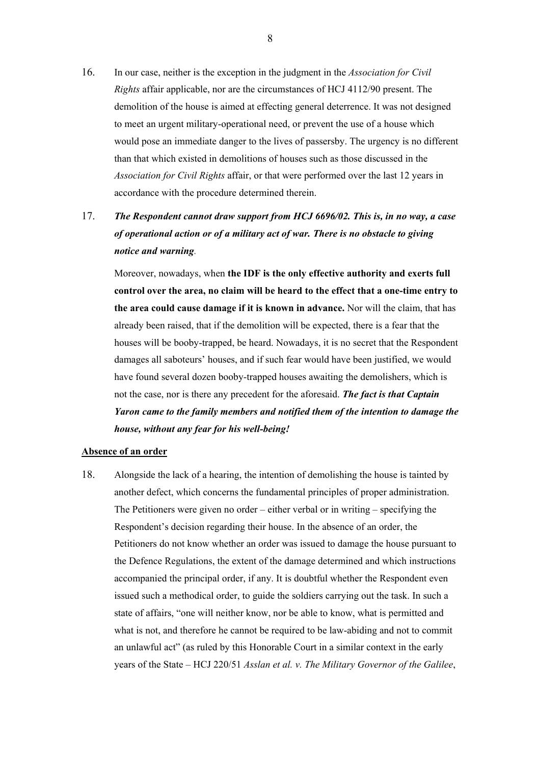16. In our case, neither is the exception in the judgment in the *Association for Civil Rights* affair applicable, nor are the circumstances of HCJ 4112/90 present. The demolition of the house is aimed at effecting general deterrence. It was not designed to meet an urgent military-operational need, or prevent the use of a house which would pose an immediate danger to the lives of passersby. The urgency is no different than that which existed in demolitions of houses such as those discussed in the *Association for Civil Rights* affair, or that were performed over the last 12 years in accordance with the procedure determined therein.

17. ***The Respondent cannot draw support from HCJ 6696/02. This is, in no way, a case of operational action or of a military act of war. There is no obstacle to giving notice and warning*.**

    Moreover, nowadays, when **the IDF is the only effective authority and exerts full control over the area, no claim will be heard to the effect that a one-time entry to the area could cause damage if it is known in advance.** Nor will the claim, that has already been raised, that if the demolition will be expected, there is a fear that the houses will be booby-trapped, be heard. Nowadays, it is no secret that the Respondent damages all saboteurs' houses, and if such fear would have been justified, we would have found several dozen booby-trapped houses awaiting the demolishers, which is not the case, nor is there any precedent for the aforesaid. ***The fact is that Captain Yaron came to the family members and notified them of the intention to damage the house, without any fear for his well-being!***

**Absence of an order**

18. Alongside the lack of a hearing, the intention of demolishing the house is tainted by another defect, which concerns the fundamental principles of proper administration. The Petitioners were given no order – either verbal or in writing – specifying the Respondent's decision regarding their house. In the absence of an order, the Petitioners do not know whether an order was issued to damage the house pursuant to the Defence Regulations, the extent of the damage determined and which instructions accompanied the principal order, if any. It is doubtful whether the Respondent even issued such a methodical order, to guide the soldiers carrying out the task. In such a state of affairs, "one will neither know, nor be able to know, what is permitted and what is not, and therefore he cannot be required to be law-abiding and not to commit an unlawful act" (as ruled by this Honorable Court in a similar context in the early years of the State – HCJ 220/51 *Asslan et al. v. The Military Governor of the Galilee*,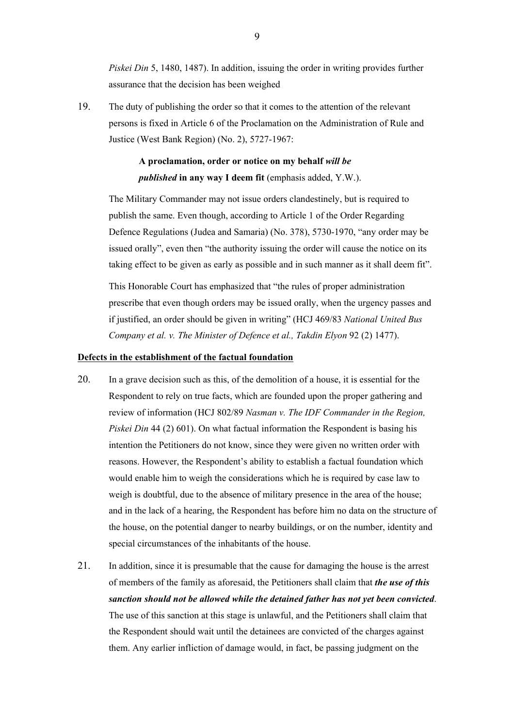*Piskei Din* 5, 1480, 1487). In addition, issuing the order in writing provides further assurance that the decision has been weighed

19. The duty of publishing the order so that it comes to the attention of the relevant persons is fixed in Article 6 of the Proclamation on the Administration of Rule and Justice (West Bank Region) (No. 2), 5727-1967:

    > **A proclamation, order or notice on my behalf *will be published* in any way I deem fit** (emphasis added, Y.W.).

    The Military Commander may not issue orders clandestinely, but is required to publish the same. Even though, according to Article 1 of the Order Regarding Defence Regulations (Judea and Samaria) (No. 378), 5730-1970, "any order may be issued orally", even then "the authority issuing the order will cause the notice on its taking effect to be given as early as possible and in such manner as it shall deem fit".

    This Honorable Court has emphasized that "the rules of proper administration prescribe that even though orders may be issued orally, when the urgency passes and if justified, an order should be given in writing" (HCJ 469/83 *National United Bus Company et al. v. The Minister of Defence et al., Takdin Elyon* 92 (2) 1477).

**<u>Defects in the establishment of the factual foundation</u>**

20. In a grave decision such as this, of the demolition of a house, it is essential for the Respondent to rely on true facts, which are founded upon the proper gathering and review of information (HCJ 802/89 *Nasman v. The IDF Commander in the Region, Piskei Din* 44 (2) 601). On what factual information the Respondent is basing his intention the Petitioners do not know, since they were given no written order with reasons. However, the Respondent's ability to establish a factual foundation which would enable him to weigh the considerations which he is required by case law to weigh is doubtful, due to the absence of military presence in the area of the house; and in the lack of a hearing, the Respondent has before him no data on the structure of the house, on the potential danger to nearby buildings, or on the number, identity and special circumstances of the inhabitants of the house.

21. In addition, since it is presumable that the cause for damaging the house is the arrest of members of the family as aforesaid, the Petitioners shall claim that ***the use of this sanction should not be allowed while the detained father has not yet been convicted***. The use of this sanction at this stage is unlawful, and the Petitioners shall claim that the Respondent should wait until the detainees are convicted of the charges against them. Any earlier infliction of damage would, in fact, be passing judgment on the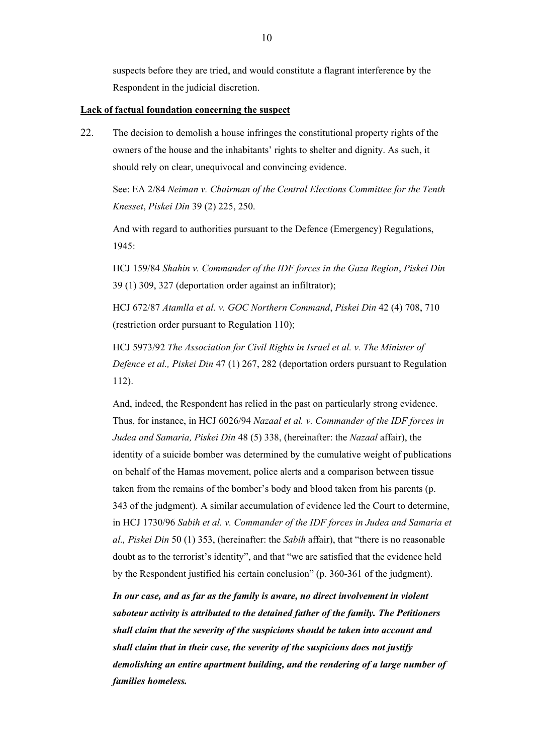suspects before they are tried, and would constitute a flagrant interference by the Respondent in the judicial discretion.

**Lack of factual foundation concerning the suspect**

22. The decision to demolish a house infringes the constitutional property rights of the owners of the house and the inhabitants' rights to shelter and dignity. As such, it should rely on clear, unequivocal and convincing evidence.

See: EA 2/84 *Neiman v. Chairman of the Central Elections Committee for the Tenth Knesset*, *Piskei Din* 39 (2) 225, 250.

And with regard to authorities pursuant to the Defence (Emergency) Regulations, 1945:

HCJ 159/84 *Shahin v. Commander of the IDF forces in the Gaza Region*, *Piskei Din* 39 (1) 309, 327 (deportation order against an infiltrator);

HCJ 672/87 *Atamlla et al. v. GOC Northern Command*, *Piskei Din* 42 (4) 708, 710 (restriction order pursuant to Regulation 110);

HCJ 5973/92 *The Association for Civil Rights in Israel et al. v. The Minister of Defence et al., Piskei Din* 47 (1) 267, 282 (deportation orders pursuant to Regulation 112).

And, indeed, the Respondent has relied in the past on particularly strong evidence. Thus, for instance, in HCJ 6026/94 *Nazaal et al. v. Commander of the IDF forces in Judea and Samaria, Piskei Din* 48 (5) 338, (hereinafter: the *Nazaal* affair), the identity of a suicide bomber was determined by the cumulative weight of publications on behalf of the Hamas movement, police alerts and a comparison between tissue taken from the remains of the bomber's body and blood taken from his parents (p. 343 of the judgment). A similar accumulation of evidence led the Court to determine, in HCJ 1730/96 *Sabih et al. v. Commander of the IDF forces in Judea and Samaria et al., Piskei Din* 50 (1) 353, (hereinafter: the *Sabih* affair), that "there is no reasonable doubt as to the terrorist's identity", and that "we are satisfied that the evidence held by the Respondent justified his certain conclusion" (p. 360-361 of the judgment).

***In our case, and as far as the family is aware, no direct involvement in violent saboteur activity is attributed to the detained father of the family. The Petitioners shall claim that the severity of the suspicions should be taken into account and shall claim that in their case, the severity of the suspicions does not justify demolishing an entire apartment building, and the rendering of a large number of families homeless.***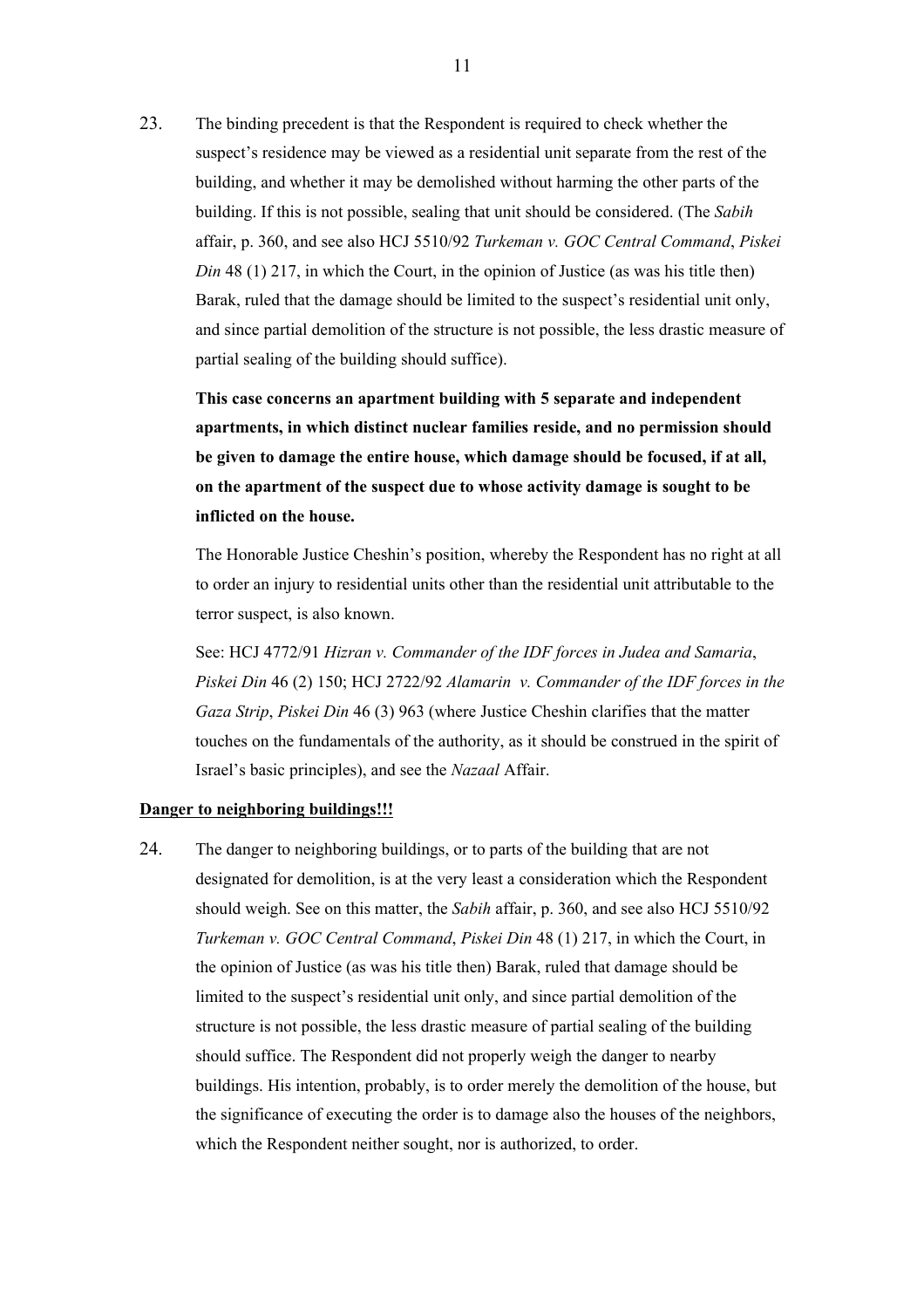23. The binding precedent is that the Respondent is required to check whether the suspect's residence may be viewed as a residential unit separate from the rest of the building, and whether it may be demolished without harming the other parts of the building. If this is not possible, sealing that unit should be considered. (The *Sabih* affair, p. 360, and see also HCJ 5510/92 *Turkeman v. GOC Central Command*, *Piskei Din* 48 (1) 217, in which the Court, in the opinion of Justice (as was his title then) Barak, ruled that the damage should be limited to the suspect's residential unit only, and since partial demolition of the structure is not possible, the less drastic measure of partial sealing of the building should suffice).

    **This case concerns an apartment building with 5 separate and independent apartments, in which distinct nuclear families reside, and no permission should be given to damage the entire house, which damage should be focused, if at all, on the apartment of the suspect due to whose activity damage is sought to be inflicted on the house.**

    The Honorable Justice Cheshin's position, whereby the Respondent has no right at all to order an injury to residential units other than the residential unit attributable to the terror suspect, is also known.

    See: HCJ 4772/91 *Hizran v. Commander of the IDF forces in Judea and Samaria*, *Piskei Din* 46 (2) 150; HCJ 2722/92 *Alamarin v. Commander of the IDF forces in the Gaza Strip*, *Piskei Din* 46 (3) 963 (where Justice Cheshin clarifies that the matter touches on the fundamentals of the authority, as it should be construed in the spirit of Israel's basic principles), and see the *Nazaal* Affair.

<u>**Danger to neighboring buildings!!!**</u>

24. The danger to neighboring buildings, or to parts of the building that are not designated for demolition, is at the very least a consideration which the Respondent should weigh. See on this matter, the *Sabih* affair, p. 360, and see also HCJ 5510/92 *Turkeman v. GOC Central Command*, *Piskei Din* 48 (1) 217, in which the Court, in the opinion of Justice (as was his title then) Barak, ruled that damage should be limited to the suspect's residential unit only, and since partial demolition of the structure is not possible, the less drastic measure of partial sealing of the building should suffice. The Respondent did not properly weigh the danger to nearby buildings. His intention, probably, is to order merely the demolition of the house, but the significance of executing the order is to damage also the houses of the neighbors, which the Respondent neither sought, nor is authorized, to order.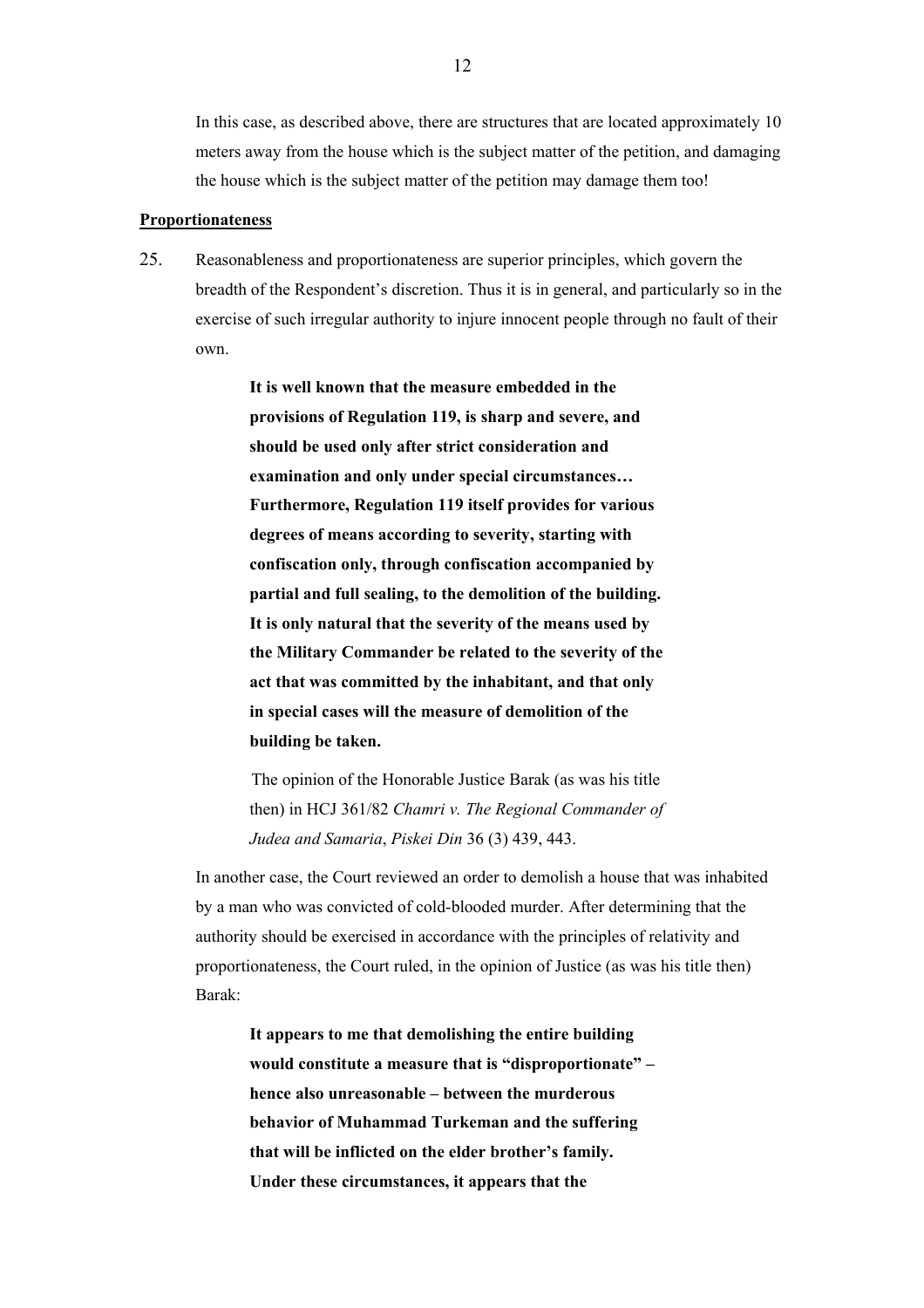In this case, as described above, there are structures that are located approximately 10 meters away from the house which is the subject matter of the petition, and damaging the house which is the subject matter of the petition may damage them too!

**Proportionateness**

25. Reasonableness and proportionateness are superior principles, which govern the breadth of the Respondent's discretion. Thus it is in general, and particularly so in the exercise of such irregular authority to injure innocent people through no fault of their own.

> **It is well known that the measure embedded in the provisions of Regulation 119, is sharp and severe, and should be used only after strict consideration and examination and only under special circumstances… Furthermore, Regulation 119 itself provides for various degrees of means according to severity, starting with confiscation only, through confiscation accompanied by partial and full sealing, to the demolition of the building. It is only natural that the severity of the means used by the Military Commander be related to the severity of the act that was committed by the inhabitant, and that only in special cases will the measure of demolition of the building be taken.**
>
> The opinion of the Honorable Justice Barak (as was his title then) in HCJ 361/82 *Chamri v. The Regional Commander of Judea and Samaria*, *Piskei Din* 36 (3) 439, 443.

In another case, the Court reviewed an order to demolish a house that was inhabited by a man who was convicted of cold-blooded murder. After determining that the authority should be exercised in accordance with the principles of relativity and proportionateness, the Court ruled, in the opinion of Justice (as was his title then) Barak:

> **It appears to me that demolishing the entire building would constitute a measure that is "disproportionate" – hence also unreasonable – between the murderous behavior of Muhammad Turkeman and the suffering that will be inflicted on the elder brother's family. Under these circumstances, it appears that the**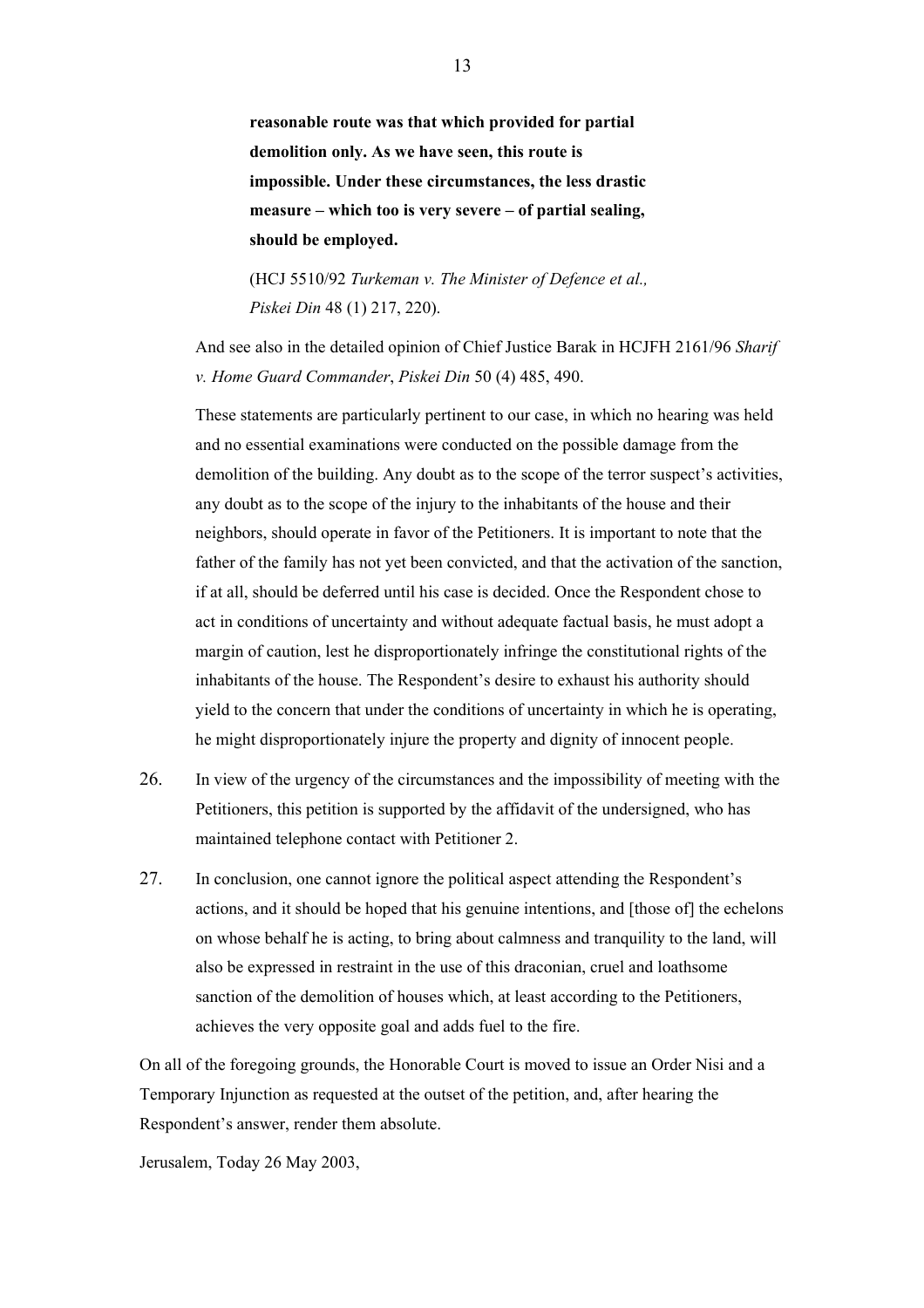> **reasonable route was that which provided for partial demolition only. As we have seen, this route is impossible. Under these circumstances, the less drastic measure – which too is very severe – of partial sealing, should be employed.**
>
> (HCJ 5510/92 *Turkeman v. The Minister of Defence et al., Piskei Din* 48 (1) 217, 220).

And see also in the detailed opinion of Chief Justice Barak in HCJFH 2161/96 *Sharif v. Home Guard Commander*, *Piskei Din* 50 (4) 485, 490.

These statements are particularly pertinent to our case, in which no hearing was held and no essential examinations were conducted on the possible damage from the demolition of the building. Any doubt as to the scope of the terror suspect's activities, any doubt as to the scope of the injury to the inhabitants of the house and their neighbors, should operate in favor of the Petitioners. It is important to note that the father of the family has not yet been convicted, and that the activation of the sanction, if at all, should be deferred until his case is decided. Once the Respondent chose to act in conditions of uncertainty and without adequate factual basis, he must adopt a margin of caution, lest he disproportionately infringe the constitutional rights of the inhabitants of the house. The Respondent's desire to exhaust his authority should yield to the concern that under the conditions of uncertainty in which he is operating, he might disproportionately injure the property and dignity of innocent people.

26. In view of the urgency of the circumstances and the impossibility of meeting with the Petitioners, this petition is supported by the affidavit of the undersigned, who has maintained telephone contact with Petitioner 2.

27. In conclusion, one cannot ignore the political aspect attending the Respondent's actions, and it should be hoped that his genuine intentions, and [those of] the echelons on whose behalf he is acting, to bring about calmness and tranquility to the land, will also be expressed in restraint in the use of this draconian, cruel and loathsome sanction of the demolition of houses which, at least according to the Petitioners, achieves the very opposite goal and adds fuel to the fire.

On all of the foregoing grounds, the Honorable Court is moved to issue an Order Nisi and a Temporary Injunction as requested at the outset of the petition, and, after hearing the Respondent's answer, render them absolute.

Jerusalem, Today 26 May 2003,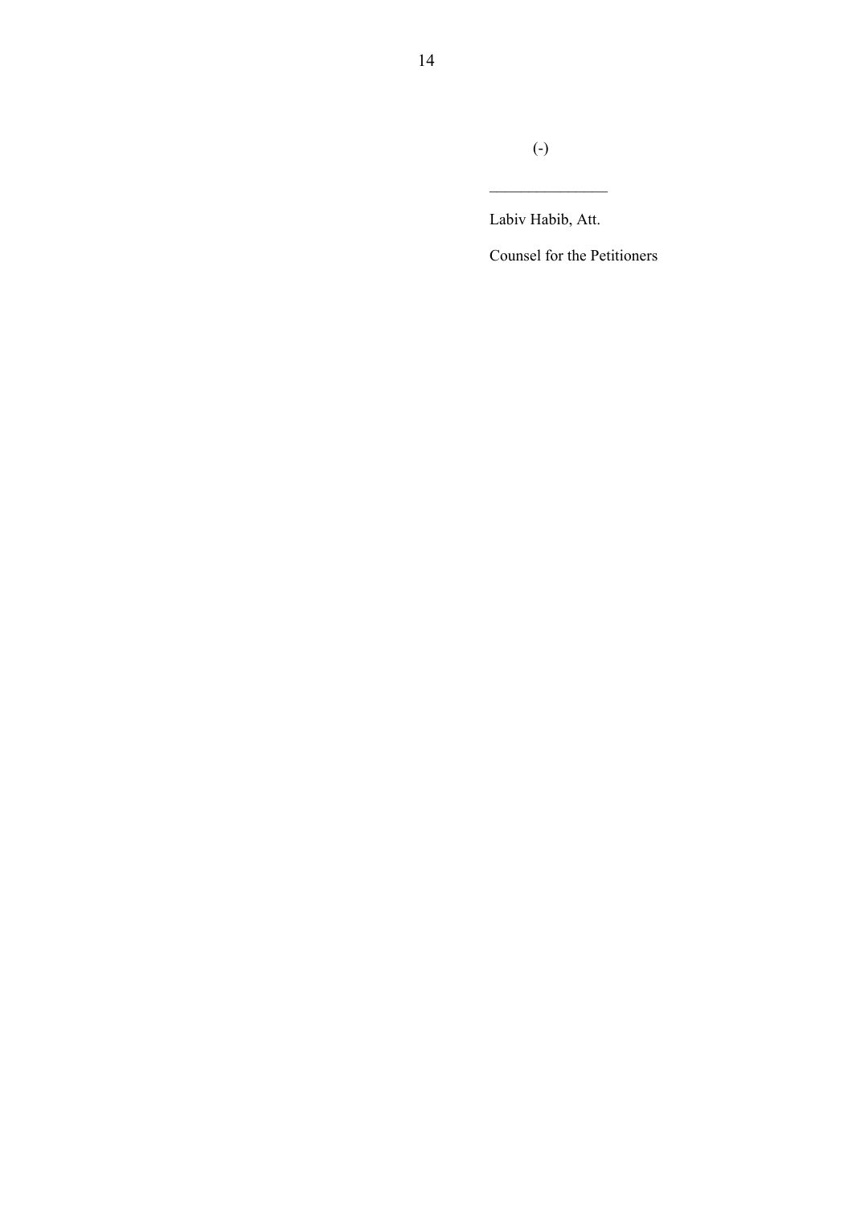(-)

_______________

Labiv Habib, Att.

Counsel for the Petitioners